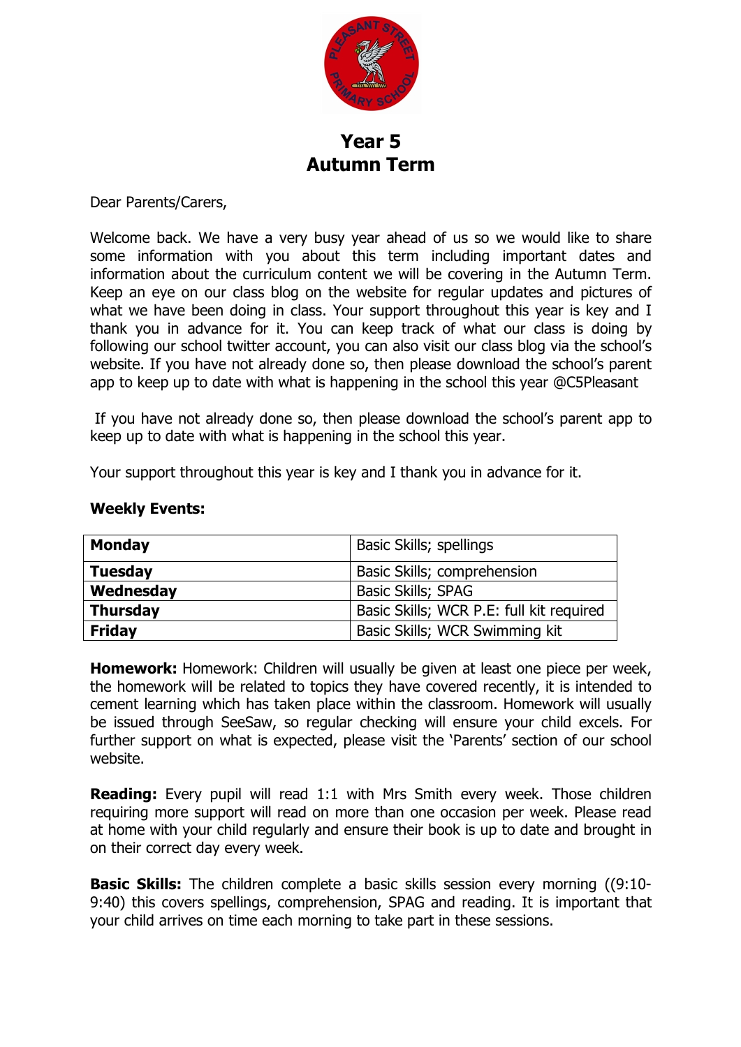# Year 5
# Autumn Term

Dear Parents/Carers,

Welcome back. We have a very busy year ahead of us so we would like to share some information with you about this term including important dates and information about the curriculum content we will be covering in the Autumn Term. Keep an eye on our class blog on the website for regular updates and pictures of what we have been doing in class. Your support throughout this year is key and I thank you in advance for it. You can keep track of what our class is doing by following our school twitter account, you can also visit our class blog via the school's website. If you have not already done so, then please download the school's parent app to keep up to date with what is happening in the school this year @C5Pleasant

If you have not already done so, then please download the school's parent app to keep up to date with what is happening in the school this year.

Your support throughout this year is key and I thank you in advance for it.

**Weekly Events:**

| **Monday** | Basic Skills; spellings |
|---|---|
| **Tuesday** | Basic Skills; comprehension |
| **Wednesday** | Basic Skills; SPAG |
| **Thursday** | Basic Skills; WCR P.E: full kit required |
| **Friday** | Basic Skills; WCR Swimming kit |

**Homework:** Homework: Children will usually be given at least one piece per week, the homework will be related to topics they have covered recently, it is intended to cement learning which has taken place within the classroom. Homework will usually be issued through SeeSaw, so regular checking will ensure your child excels. For further support on what is expected, please visit the 'Parents' section of our school website.

**Reading:** Every pupil will read 1:1 with Mrs Smith every week. Those children requiring more support will read on more than one occasion per week. Please read at home with your child regularly and ensure their book is up to date and brought in on their correct day every week.

**Basic Skills:** The children complete a basic skills session every morning ((9:10-9:40) this covers spellings, comprehension, SPAG and reading. It is important that your child arrives on time each morning to take part in these sessions.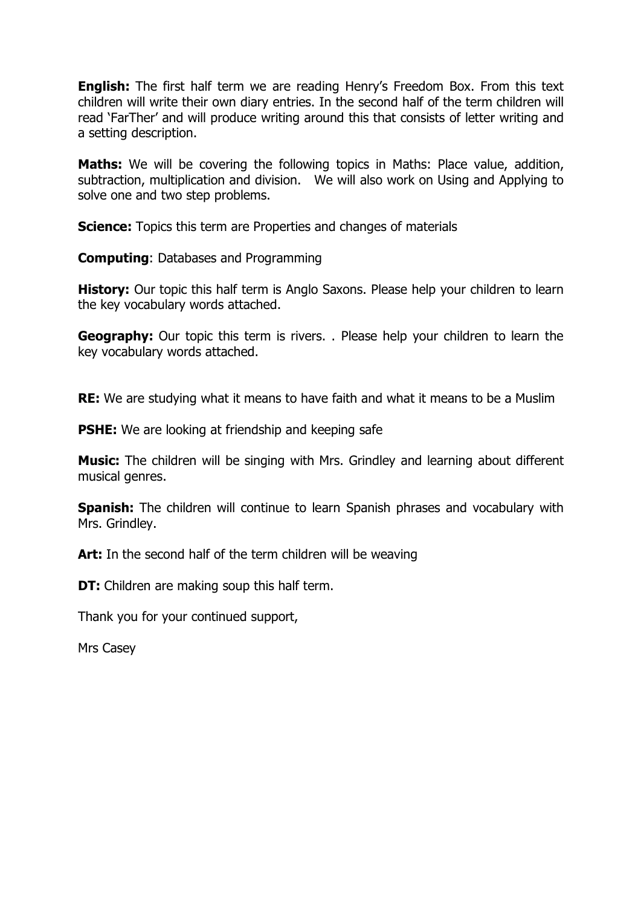**English:** The first half term we are reading Henry's Freedom Box. From this text children will write their own diary entries. In the second half of the term children will read 'FarTher' and will produce writing around this that consists of letter writing and a setting description.

**Maths:** We will be covering the following topics in Maths: Place value, addition, subtraction, multiplication and division. We will also work on Using and Applying to solve one and two step problems.

**Science:** Topics this term are Properties and changes of materials

**Computing**: Databases and Programming

**History:** Our topic this half term is Anglo Saxons. Please help your children to learn the key vocabulary words attached.

**Geography:** Our topic this term is rivers. . Please help your children to learn the key vocabulary words attached.

**RE:** We are studying what it means to have faith and what it means to be a Muslim

**PSHE:** We are looking at friendship and keeping safe

**Music:** The children will be singing with Mrs. Grindley and learning about different musical genres.

**Spanish:** The children will continue to learn Spanish phrases and vocabulary with Mrs. Grindley.

**Art:** In the second half of the term children will be weaving

**DT:** Children are making soup this half term.

Thank you for your continued support,

Mrs Casey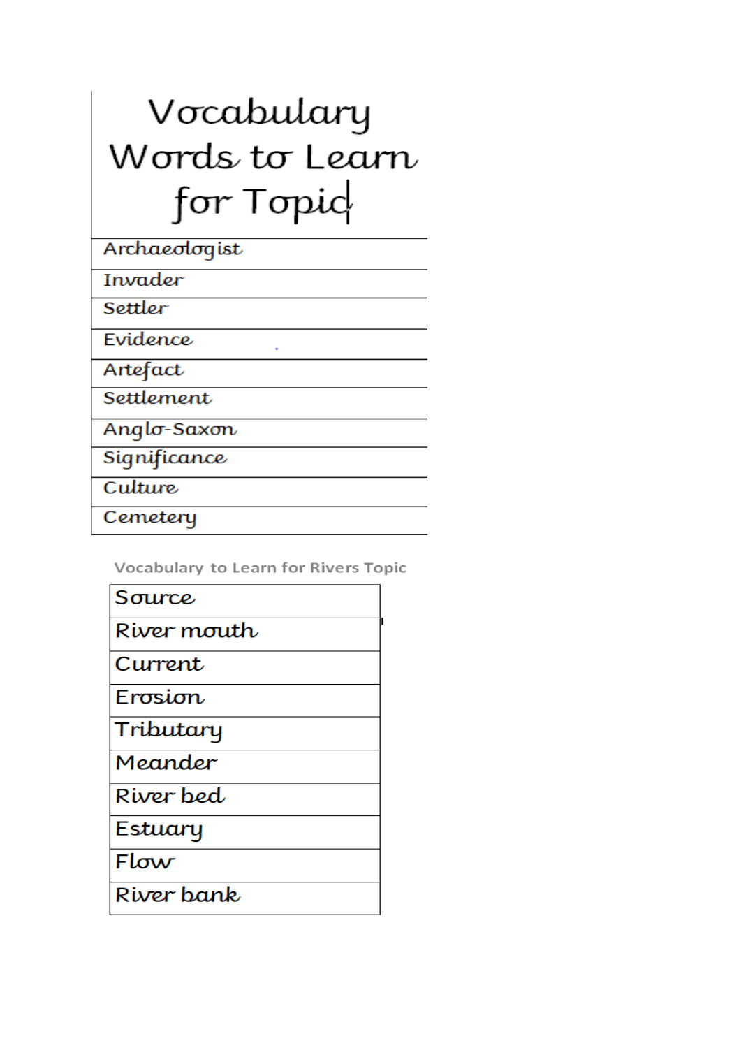| Vocabulary Words to Learn for Topic |
| --- |
| Archaeologist |
| Invader |
| Settler |
| Evidence |
| Artefact |
| Settlement |
| Anglo-Saxon |
| Significance |
| Culture |
| Cemetery |

Vocabulary to Learn for Rivers Topic

| |
| --- |
| Source |
| River mouth |
| Current |
| Erosion |
| Tributary |
| Meander |
| River bed |
| Estuary |
| Flow |
| River bank |